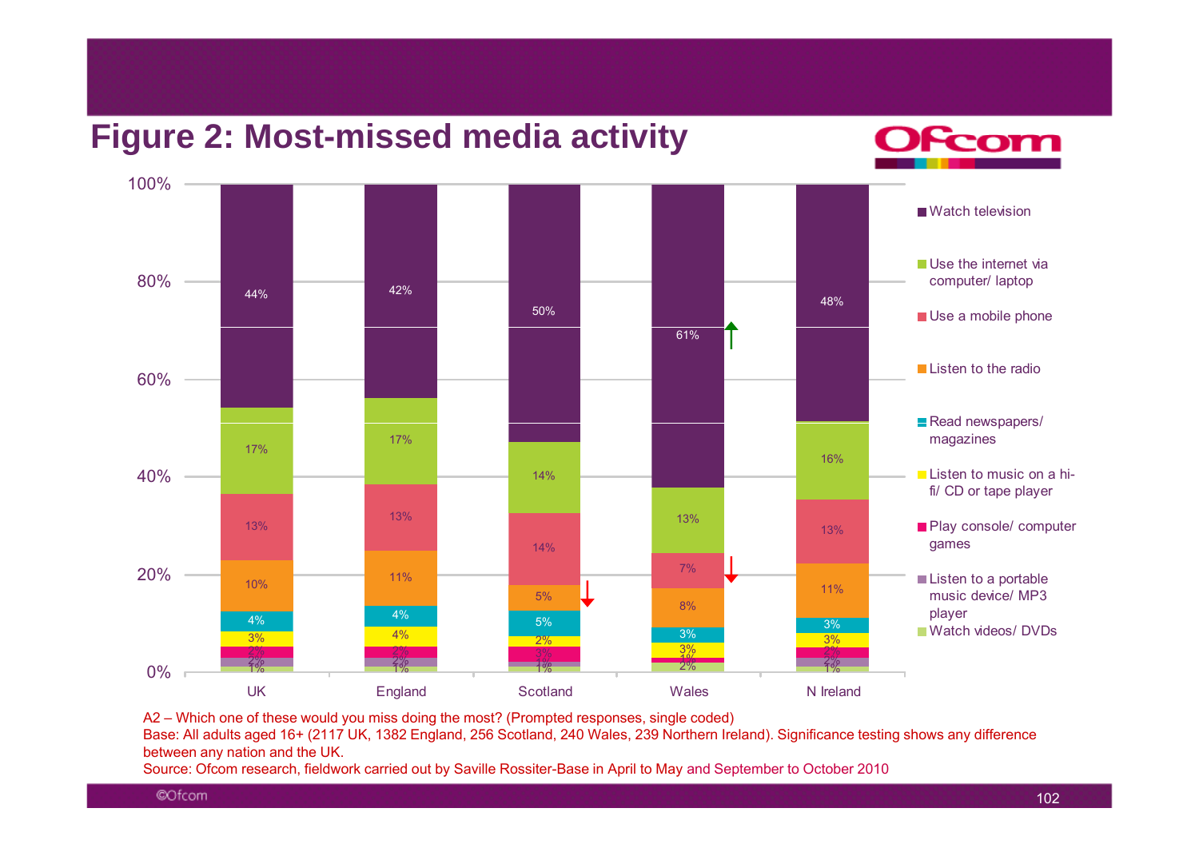# Figure 2: Most-missed media activity

| | UK | England | Scotland | Wales | N Ireland |
|---|---|---|---|---|---|
| Watch television | 44% | 42% | 50% | 61% ↑ | 48% |
| Use the internet via computer/ laptop | 17% | 17% | 14% | 13% | 16% |
| Use a mobile phone | 13% | 13% | 14% | 7% ↓ | 13% |
| Listen to the radio | 10% | 11% | 5% ↓ | 8% | 11% |
| Read newspapers/ magazines | 4% | 4% | 5% | 3% | 3% |
| Listen to music on a hi-fi/ CD or tape player | 3% | 4% | 2% | 3% | 3% |
| Play console/ computer games | 2% | 2% | 3% | 1% | 2% |
| Listen to a portable music device/ MP3 player | 2% | 2% | 1% | 1% | 2% |
| Watch videos/ DVDs | 1% | 1% | 1% | 2% | 1% |

A2 – Which one of these would you miss doing the most? (Prompted responses, single coded)

Base: All adults aged 16+ (2117 UK, 1382 England, 256 Scotland, 240 Wales, 239 Northern Ireland). Significance testing shows any difference between any nation and the UK.

Source: Ofcom research, fieldwork carried out by Saville Rossiter-Base in April to May and September to October 2010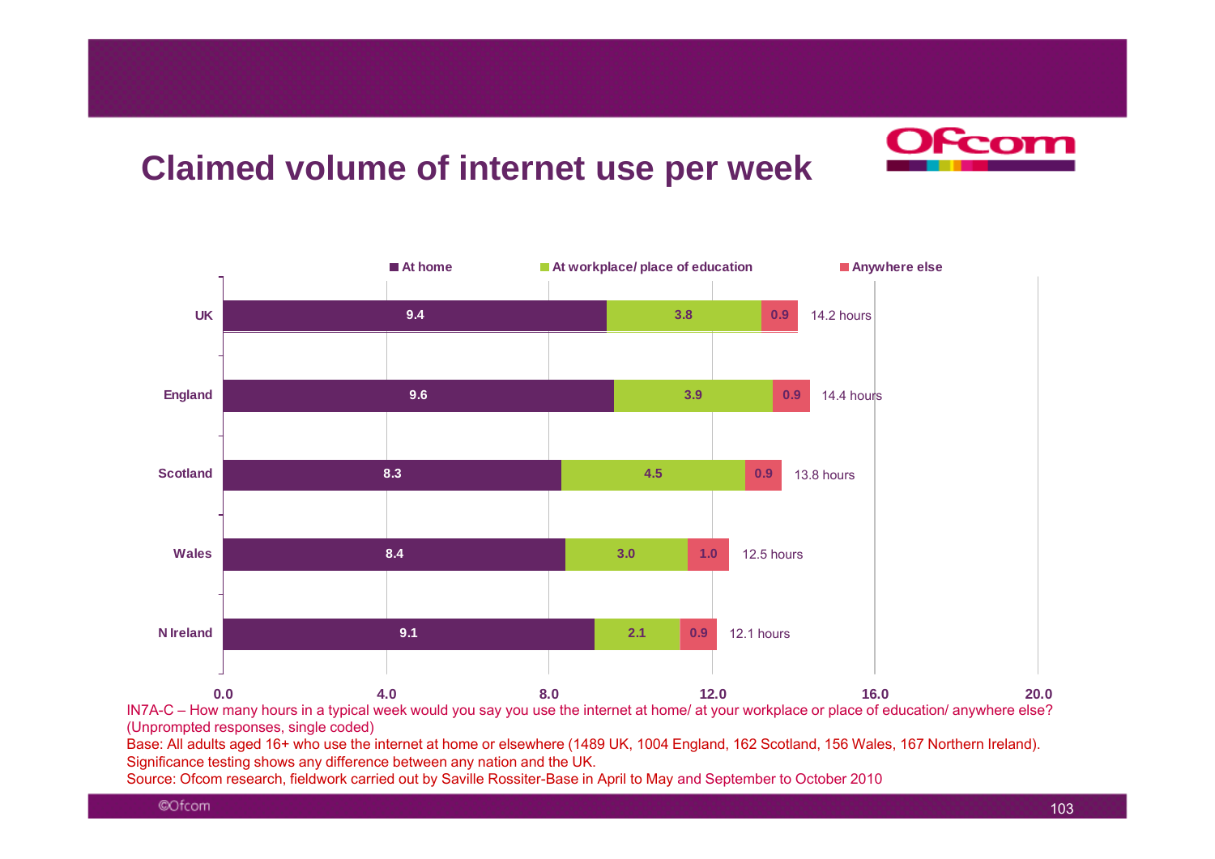# Claimed volume of internet use per week

| | At home | At workplace/ place of education | Anywhere else | Total |
|---|---|---|---|---|
| UK | 9.4 | 3.8 | 0.9 | 14.2 hours |
| England | 9.6 | 3.9 | 0.9 | 14.4 hours |
| Scotland | 8.3 | 4.5 | 0.9 | 13.8 hours |
| Wales | 8.4 | 3.0 | 1.0 | 12.5 hours |
| N Ireland | 9.1 | 2.1 | 0.9 | 12.1 hours |

IN7A-C – How many hours in a typical week would you say you use the internet at home/ at your workplace or place of education/ anywhere else? (Unprompted responses, single coded)

Base: All adults aged 16+ who use the internet at home or elsewhere (1489 UK, 1004 England, 162 Scotland, 156 Wales, 167 Northern Ireland). Significance testing shows any difference between any nation and the UK.

Source: Ofcom research, fieldwork carried out by Saville Rossiter-Base in April to May and September to October 2010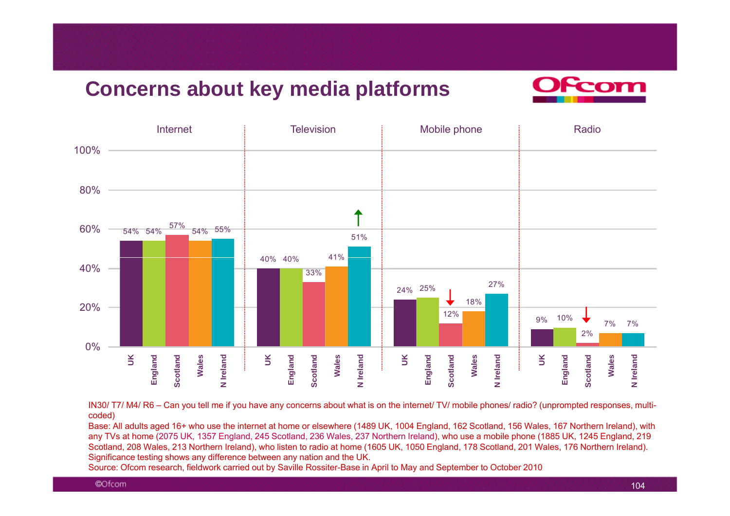# Concerns about key media platforms

Internet

Television

Mobile phone

Radio

100%
80%
60%
40%
20%
0%

54% 54% 57% 54% 55%

40% 40% 33% 41% 51%

24% 25% 12% 18% 27%

9% 10% 2% 7% 7%

UK England Scotland Wales N Ireland

UK England Scotland Wales N Ireland

UK England Scotland Wales N Ireland

UK England Scotland Wales N Ireland

IN30/ T7/ M4/ R6 – Can you tell me if you have any concerns about what is on the internet/ TV/ mobile phones/ radio? (unprompted responses, multi-coded)

Base: All adults aged 16+ who use the internet at home or elsewhere (1489 UK, 1004 England, 162 Scotland, 156 Wales, 167 Northern Ireland), with any TVs at home (2075 UK, 1357 England, 245 Scotland, 236 Wales, 237 Northern Ireland), who use a mobile phone (1885 UK, 1245 England, 219 Scotland, 208 Wales, 213 Northern Ireland), who listen to radio at home (1605 UK, 1050 England, 178 Scotland, 201 Wales, 176 Northern Ireland). Significance testing shows any difference between any nation and the UK.

Source: Ofcom research, fieldwork carried out by Saville Rossiter-Base in April to May and September to October 2010